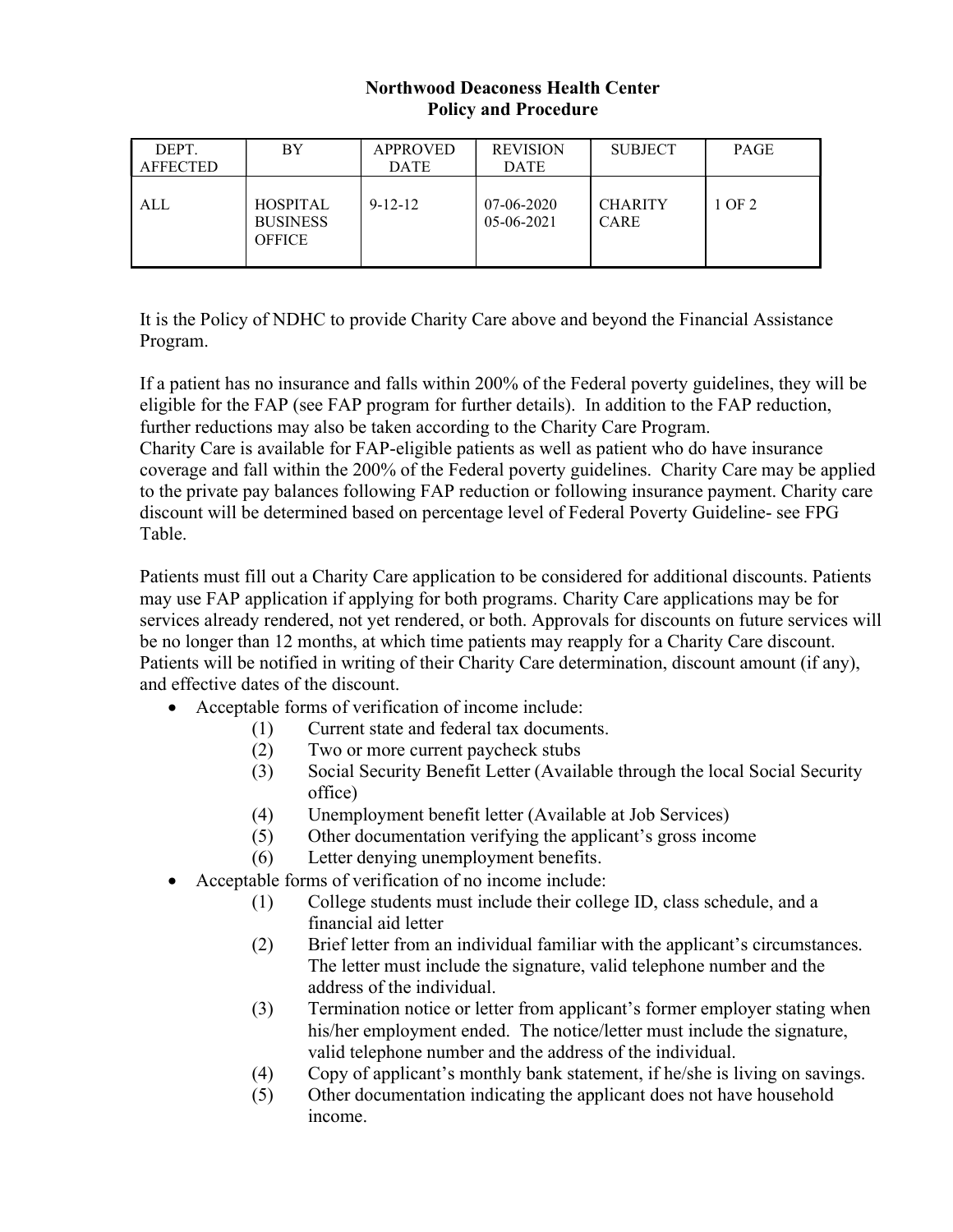# Northwood Deaconess Health Center
## Policy and Procedure

| DEPT. AFFECTED | BY | APPROVED DATE | REVISION DATE | SUBJECT | PAGE |
|---|---|---|---|---|---|
| ALL | HOSPITAL BUSINESS OFFICE | 9-12-12 | 07-06-2020<br>05-06-2021 | CHARITY CARE | 1 OF 2 |

It is the Policy of NDHC to provide Charity Care above and beyond the Financial Assistance Program.

If a patient has no insurance and falls within 200% of the Federal poverty guidelines, they will be eligible for the FAP (see FAP program for further details). In addition to the FAP reduction, further reductions may also be taken according to the Charity Care Program.
Charity Care is available for FAP-eligible patients as well as patient who do have insurance coverage and fall within the 200% of the Federal poverty guidelines. Charity Care may be applied to the private pay balances following FAP reduction or following insurance payment. Charity care discount will be determined based on percentage level of Federal Poverty Guideline- see FPG Table.

Patients must fill out a Charity Care application to be considered for additional discounts. Patients may use FAP application if applying for both programs. Charity Care applications may be for services already rendered, not yet rendered, or both. Approvals for discounts on future services will be no longer than 12 months, at which time patients may reapply for a Charity Care discount. Patients will be notified in writing of their Charity Care determination, discount amount (if any), and effective dates of the discount.

- Acceptable forms of verification of income include:
  1. Current state and federal tax documents.
  2. Two or more current paycheck stubs
  3. Social Security Benefit Letter (Available through the local Social Security office)
  4. Unemployment benefit letter (Available at Job Services)
  5. Other documentation verifying the applicant's gross income
  6. Letter denying unemployment benefits.
- Acceptable forms of verification of no income include:
  1. College students must include their college ID, class schedule, and a financial aid letter
  2. Brief letter from an individual familiar with the applicant's circumstances. The letter must include the signature, valid telephone number and the address of the individual.
  3. Termination notice or letter from applicant's former employer stating when his/her employment ended. The notice/letter must include the signature, valid telephone number and the address of the individual.
  4. Copy of applicant's monthly bank statement, if he/she is living on savings.
  5. Other documentation indicating the applicant does not have household income.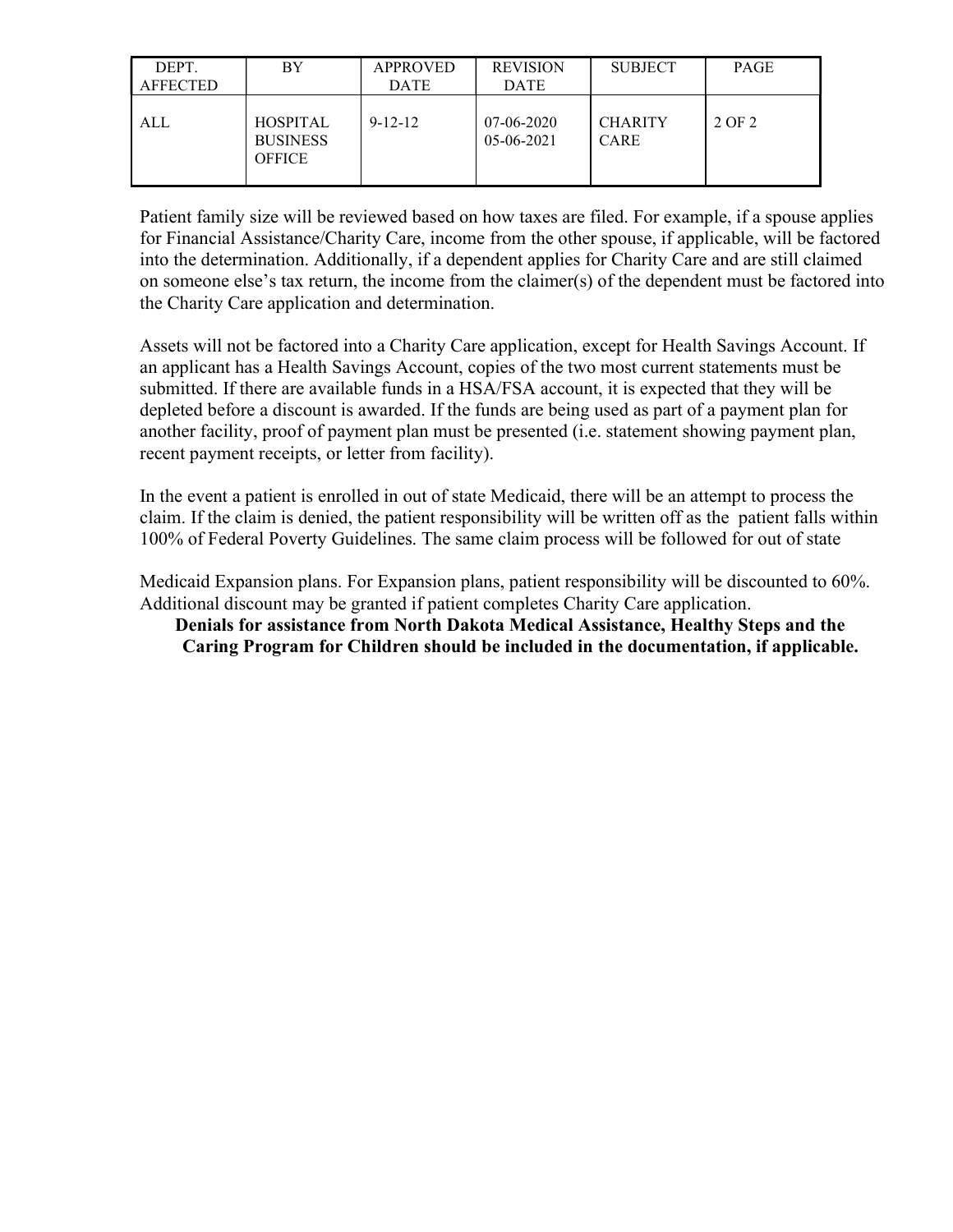Patient family size will be reviewed based on how taxes are filed. For example, if a spouse applies for Financial Assistance/Charity Care, income from the other spouse, if applicable, will be factored into the determination. Additionally, if a dependent applies for Charity Care and are still claimed on someone else's tax return, the income from the claimer(s) of the dependent must be factored into the Charity Care application and determination.

Assets will not be factored into a Charity Care application, except for Health Savings Account. If an applicant has a Health Savings Account, copies of the two most current statements must be submitted. If there are available funds in a HSA/FSA account, it is expected that they will be depleted before a discount is awarded. If the funds are being used as part of a payment plan for another facility, proof of payment plan must be presented (i.e. statement showing payment plan, recent payment receipts, or letter from facility).

In the event a patient is enrolled in out of state Medicaid, there will be an attempt to process the claim. If the claim is denied, the patient responsibility will be written off as the patient falls within 100% of Federal Poverty Guidelines. The same claim process will be followed for out of state Medicaid Expansion plans. For Expansion plans, patient responsibility will be discounted to 60%. Additional discount may be granted if patient completes Charity Care application.

**Denials for assistance from North Dakota Medical Assistance, Healthy Steps and the Caring Program for Children should be included in the documentation, if applicable.**